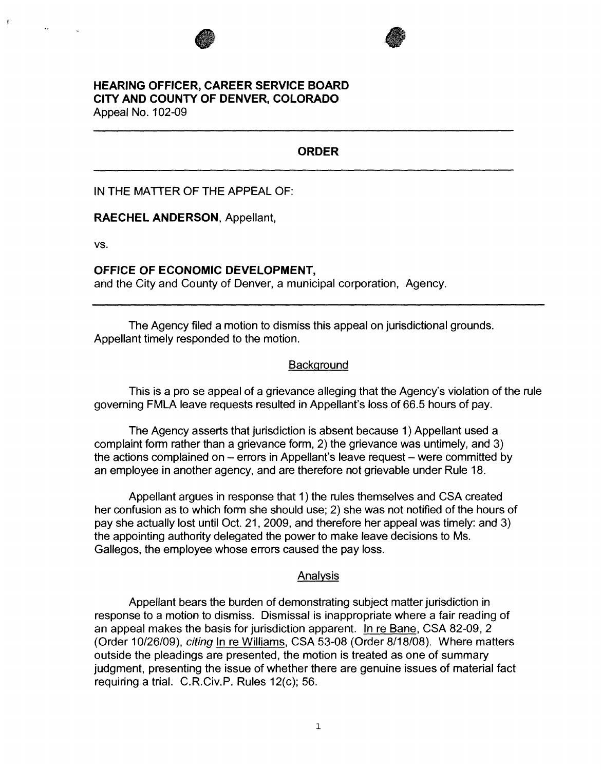**HEARING OFFICER, CAREER SERVICE BOARD**
**CITY AND COUNTY OF DENVER, COLORADO**
Appeal No. 102-09

---

## ORDER

---

IN THE MATTER OF THE APPEAL OF:

**RAECHEL ANDERSON**, Appellant,

vs.

**OFFICE OF ECONOMIC DEVELOPMENT,**
and the City and County of Denver, a municipal corporation, Agency.

---

The Agency filed a motion to dismiss this appeal on jurisdictional grounds. Appellant timely responded to the motion.

### Background

This is a pro se appeal of a grievance alleging that the Agency's violation of the rule governing FMLA leave requests resulted in Appellant's loss of 66.5 hours of pay.

The Agency asserts that jurisdiction is absent because 1) Appellant used a complaint form rather than a grievance form, 2) the grievance was untimely, and 3) the actions complained on – errors in Appellant's leave request – were committed by an employee in another agency, and are therefore not grievable under Rule 18.

Appellant argues in response that 1) the rules themselves and CSA created her confusion as to which form she should use; 2) she was not notified of the hours of pay she actually lost until Oct. 21, 2009, and therefore her appeal was timely: and 3) the appointing authority delegated the power to make leave decisions to Ms. Gallegos, the employee whose errors caused the pay loss.

### Analysis

Appellant bears the burden of demonstrating subject matter jurisdiction in response to a motion to dismiss. Dismissal is inappropriate where a fair reading of an appeal makes the basis for jurisdiction apparent. In re Bane, CSA 82-09, 2 (Order 10/26/09), *citing* In re Williams, CSA 53-08 (Order 8/18/08). Where matters outside the pleadings are presented, the motion is treated as one of summary judgment, presenting the issue of whether there are genuine issues of material fact requiring a trial. C.R.Civ.P. Rules 12(c); 56.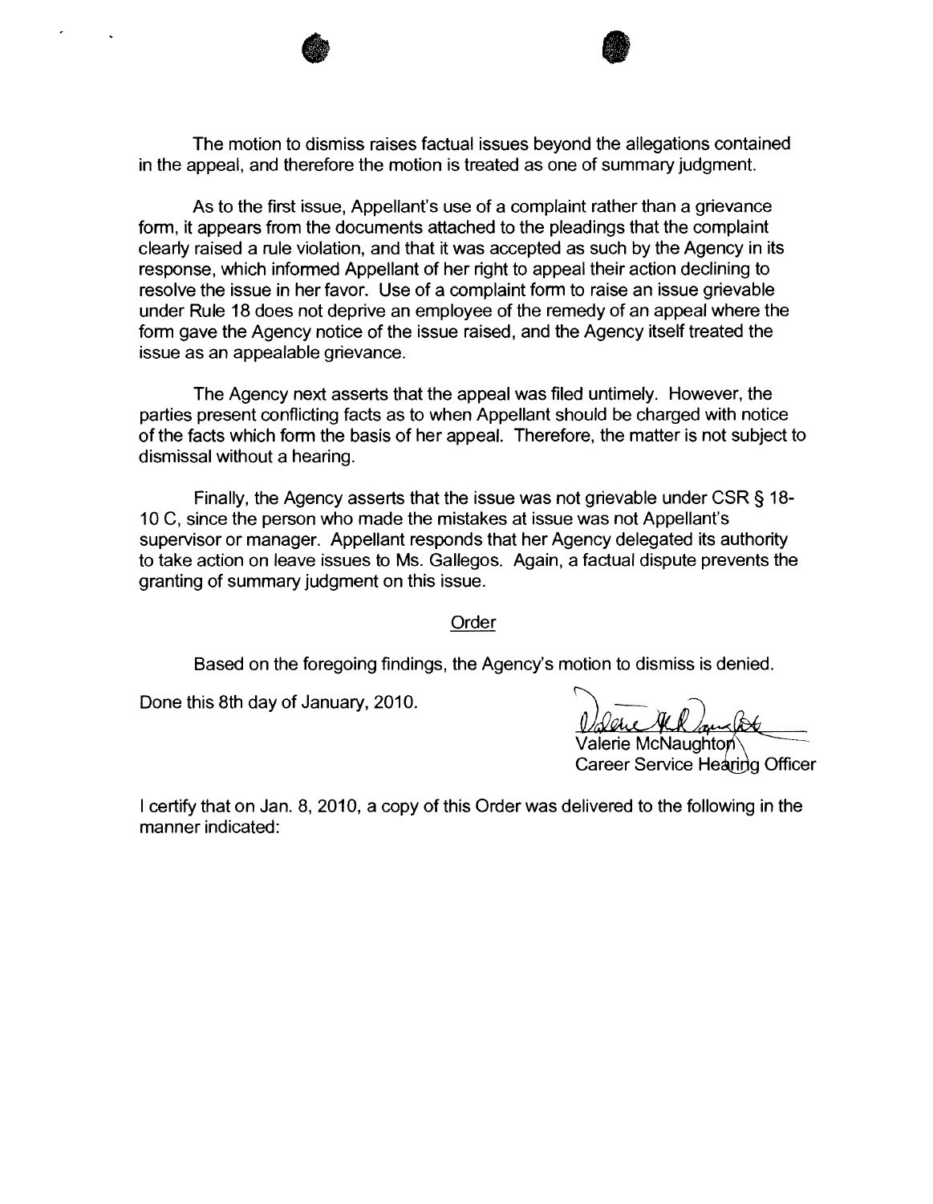The motion to dismiss raises factual issues beyond the allegations contained in the appeal, and therefore the motion is treated as one of summary judgment.

As to the first issue, Appellant's use of a complaint rather than a grievance form, it appears from the documents attached to the pleadings that the complaint clearly raised a rule violation, and that it was accepted as such by the Agency in its response, which informed Appellant of her right to appeal their action declining to resolve the issue in her favor. Use of a complaint form to raise an issue grievable under Rule 18 does not deprive an employee of the remedy of an appeal where the form gave the Agency notice of the issue raised, and the Agency itself treated the issue as an appealable grievance.

The Agency next asserts that the appeal was filed untimely. However, the parties present conflicting facts as to when Appellant should be charged with notice of the facts which form the basis of her appeal. Therefore, the matter is not subject to dismissal without a hearing.

Finally, the Agency asserts that the issue was not grievable under CSR § 18-10 C, since the person who made the mistakes at issue was not Appellant's supervisor or manager. Appellant responds that her Agency delegated its authority to take action on leave issues to Ms. Gallegos. Again, a factual dispute prevents the granting of summary judgment on this issue.

Order

Based on the foregoing findings, the Agency's motion to dismiss is denied.

Done this 8th day of January, 2010.

Valerie McNaughton
Career Service Hearing Officer

I certify that on Jan. 8, 2010, a copy of this Order was delivered to the following in the manner indicated: